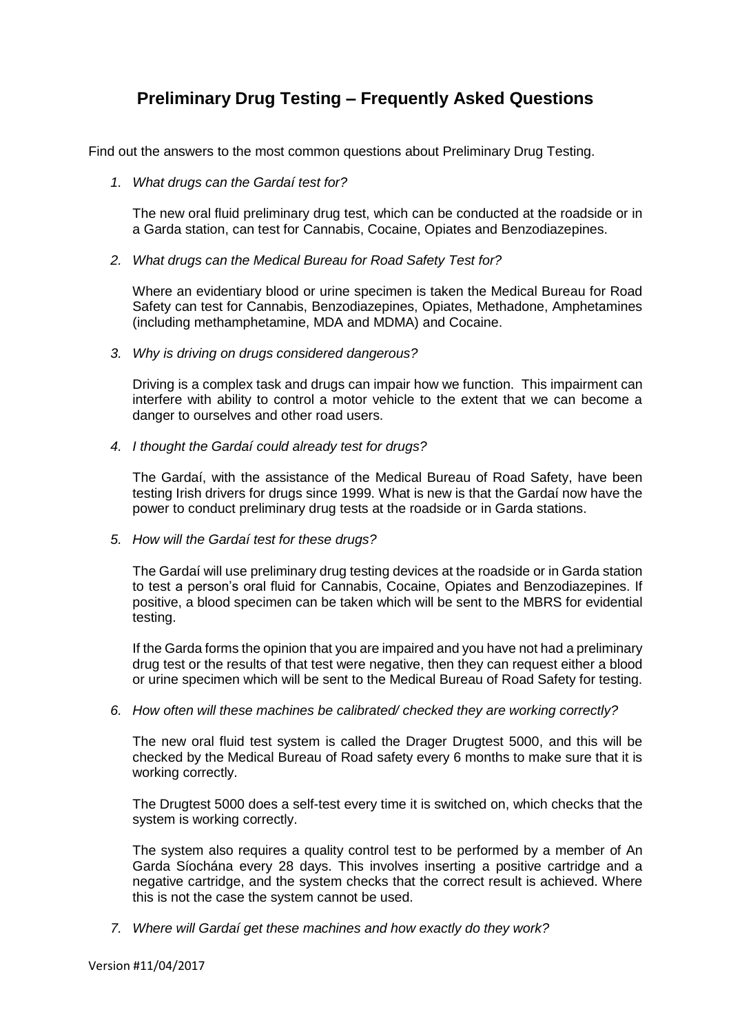# Preliminary Drug Testing – Frequently Asked Questions

Find out the answers to the most common questions about Preliminary Drug Testing.

1. *What drugs can the Gardaí test for?*

   The new oral fluid preliminary drug test, which can be conducted at the roadside or in a Garda station, can test for Cannabis, Cocaine, Opiates and Benzodiazepines.

2. *What drugs can the Medical Bureau for Road Safety Test for?*

   Where an evidentiary blood or urine specimen is taken the Medical Bureau for Road Safety can test for Cannabis, Benzodiazepines, Opiates, Methadone, Amphetamines (including methamphetamine, MDA and MDMA) and Cocaine.

3. *Why is driving on drugs considered dangerous?*

   Driving is a complex task and drugs can impair how we function. This impairment can interfere with ability to control a motor vehicle to the extent that we can become a danger to ourselves and other road users.

4. *I thought the Gardaí could already test for drugs?*

   The Gardaí, with the assistance of the Medical Bureau of Road Safety, have been testing Irish drivers for drugs since 1999. What is new is that the Gardaí now have the power to conduct preliminary drug tests at the roadside or in Garda stations.

5. *How will the Gardaí test for these drugs?*

   The Gardaí will use preliminary drug testing devices at the roadside or in Garda station to test a person's oral fluid for Cannabis, Cocaine, Opiates and Benzodiazepines. If positive, a blood specimen can be taken which will be sent to the MBRS for evidential testing.

   If the Garda forms the opinion that you are impaired and you have not had a preliminary drug test or the results of that test were negative, then they can request either a blood or urine specimen which will be sent to the Medical Bureau of Road Safety for testing.

6. *How often will these machines be calibrated/ checked they are working correctly?*

   The new oral fluid test system is called the Drager Drugtest 5000, and this will be checked by the Medical Bureau of Road safety every 6 months to make sure that it is working correctly.

   The Drugtest 5000 does a self-test every time it is switched on, which checks that the system is working correctly.

   The system also requires a quality control test to be performed by a member of An Garda Síochána every 28 days. This involves inserting a positive cartridge and a negative cartridge, and the system checks that the correct result is achieved. Where this is not the case the system cannot be used.

7. *Where will Gardaí get these machines and how exactly do they work?*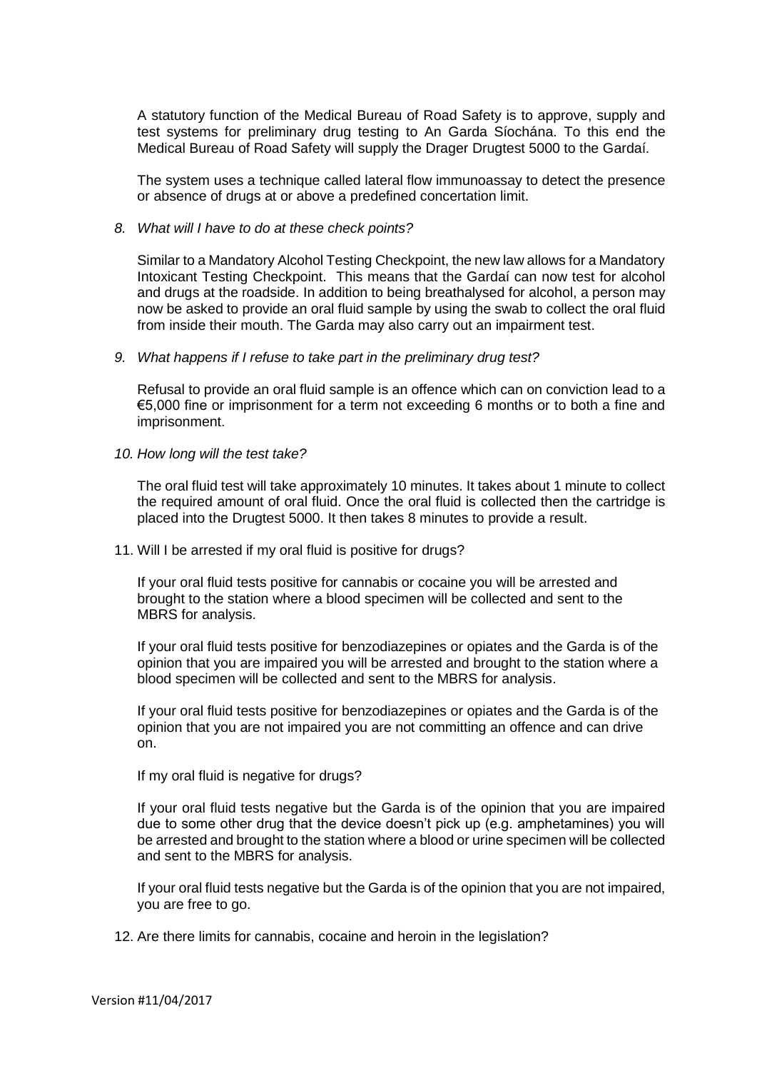A statutory function of the Medical Bureau of Road Safety is to approve, supply and test systems for preliminary drug testing to An Garda Síochána. To this end the Medical Bureau of Road Safety will supply the Drager Drugtest 5000 to the Gardaí.

The system uses a technique called lateral flow immunoassay to detect the presence or absence of drugs at or above a predefined concertation limit.

8. *What will I have to do at these check points?*

   Similar to a Mandatory Alcohol Testing Checkpoint, the new law allows for a Mandatory Intoxicant Testing Checkpoint. This means that the Gardaí can now test for alcohol and drugs at the roadside. In addition to being breathalysed for alcohol, a person may now be asked to provide an oral fluid sample by using the swab to collect the oral fluid from inside their mouth. The Garda may also carry out an impairment test.

9. *What happens if I refuse to take part in the preliminary drug test?*

   Refusal to provide an oral fluid sample is an offence which can on conviction lead to a €5,000 fine or imprisonment for a term not exceeding 6 months or to both a fine and imprisonment.

10. *How long will the test take?*

    The oral fluid test will take approximately 10 minutes. It takes about 1 minute to collect the required amount of oral fluid. Once the oral fluid is collected then the cartridge is placed into the Drugtest 5000. It then takes 8 minutes to provide a result.

11. Will I be arrested if my oral fluid is positive for drugs?

    If your oral fluid tests positive for cannabis or cocaine you will be arrested and brought to the station where a blood specimen will be collected and sent to the MBRS for analysis.

    If your oral fluid tests positive for benzodiazepines or opiates and the Garda is of the opinion that you are impaired you will be arrested and brought to the station where a blood specimen will be collected and sent to the MBRS for analysis.

    If your oral fluid tests positive for benzodiazepines or opiates and the Garda is of the opinion that you are not impaired you are not committing an offence and can drive on.

    If my oral fluid is negative for drugs?

    If your oral fluid tests negative but the Garda is of the opinion that you are impaired due to some other drug that the device doesn't pick up (e.g. amphetamines) you will be arrested and brought to the station where a blood or urine specimen will be collected and sent to the MBRS for analysis.

    If your oral fluid tests negative but the Garda is of the opinion that you are not impaired, you are free to go.

12. Are there limits for cannabis, cocaine and heroin in the legislation?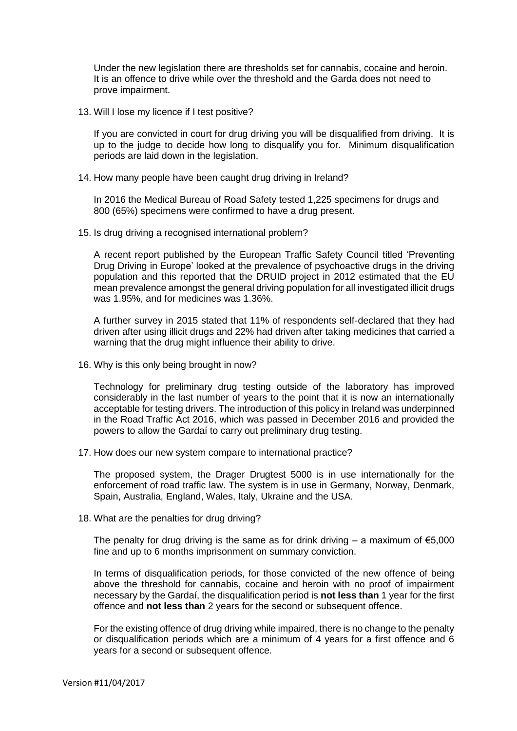Under the new legislation there are thresholds set for cannabis, cocaine and heroin. It is an offence to drive while over the threshold and the Garda does not need to prove impairment.

13. Will I lose my licence if I test positive?

    If you are convicted in court for drug driving you will be disqualified from driving. It is up to the judge to decide how long to disqualify you for. Minimum disqualification periods are laid down in the legislation.

14. How many people have been caught drug driving in Ireland?

    In 2016 the Medical Bureau of Road Safety tested 1,225 specimens for drugs and 800 (65%) specimens were confirmed to have a drug present.

15. Is drug driving a recognised international problem?

    A recent report published by the European Traffic Safety Council titled 'Preventing Drug Driving in Europe' looked at the prevalence of psychoactive drugs in the driving population and this reported that the DRUID project in 2012 estimated that the EU mean prevalence amongst the general driving population for all investigated illicit drugs was 1.95%, and for medicines was 1.36%.

    A further survey in 2015 stated that 11% of respondents self-declared that they had driven after using illicit drugs and 22% had driven after taking medicines that carried a warning that the drug might influence their ability to drive.

16. Why is this only being brought in now?

    Technology for preliminary drug testing outside of the laboratory has improved considerably in the last number of years to the point that it is now an internationally acceptable for testing drivers. The introduction of this policy in Ireland was underpinned in the Road Traffic Act 2016, which was passed in December 2016 and provided the powers to allow the Gardaí to carry out preliminary drug testing.

17. How does our new system compare to international practice?

    The proposed system, the Drager Drugtest 5000 is in use internationally for the enforcement of road traffic law. The system is in use in Germany, Norway, Denmark, Spain, Australia, England, Wales, Italy, Ukraine and the USA.

18. What are the penalties for drug driving?

    The penalty for drug driving is the same as for drink driving – a maximum of €5,000 fine and up to 6 months imprisonment on summary conviction.

    In terms of disqualification periods, for those convicted of the new offence of being above the threshold for cannabis, cocaine and heroin with no proof of impairment necessary by the Gardaí, the disqualification period is **not less than** 1 year for the first offence and **not less than** 2 years for the second or subsequent offence.

    For the existing offence of drug driving while impaired, there is no change to the penalty or disqualification periods which are a minimum of 4 years for a first offence and 6 years for a second or subsequent offence.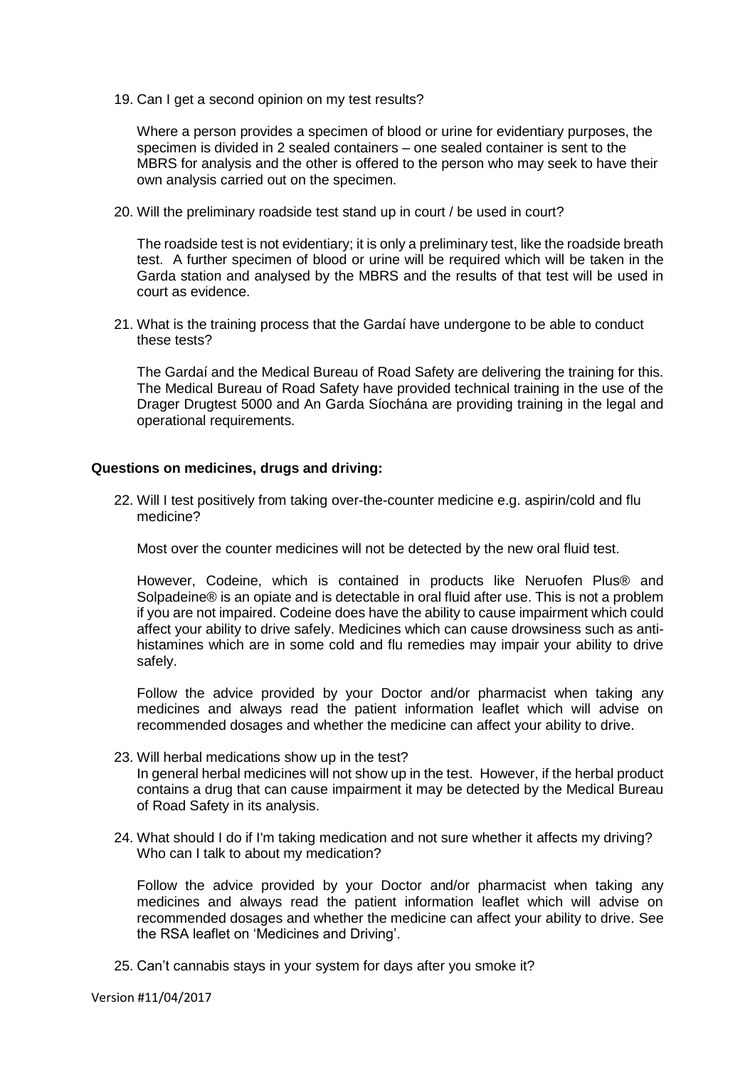19. Can I get a second opinion on my test results?

    Where a person provides a specimen of blood or urine for evidentiary purposes, the specimen is divided in 2 sealed containers – one sealed container is sent to the MBRS for analysis and the other is offered to the person who may seek to have their own analysis carried out on the specimen.

20. Will the preliminary roadside test stand up in court / be used in court?

    The roadside test is not evidentiary; it is only a preliminary test, like the roadside breath test. A further specimen of blood or urine will be required which will be taken in the Garda station and analysed by the MBRS and the results of that test will be used in court as evidence.

21. What is the training process that the Gardaí have undergone to be able to conduct these tests?

    The Gardaí and the Medical Bureau of Road Safety are delivering the training for this. The Medical Bureau of Road Safety have provided technical training in the use of the Drager Drugtest 5000 and An Garda Síochána are providing training in the legal and operational requirements.

**Questions on medicines, drugs and driving:**

22. Will I test positively from taking over-the-counter medicine e.g. aspirin/cold and flu medicine?

    Most over the counter medicines will not be detected by the new oral fluid test.

    However, Codeine, which is contained in products like Neruofen Plus® and Solpadeine® is an opiate and is detectable in oral fluid after use. This is not a problem if you are not impaired. Codeine does have the ability to cause impairment which could affect your ability to drive safely. Medicines which can cause drowsiness such as anti-histamines which are in some cold and flu remedies may impair your ability to drive safely.

    Follow the advice provided by your Doctor and/or pharmacist when taking any medicines and always read the patient information leaflet which will advise on recommended dosages and whether the medicine can affect your ability to drive.

23. Will herbal medications show up in the test?
    In general herbal medicines will not show up in the test. However, if the herbal product contains a drug that can cause impairment it may be detected by the Medical Bureau of Road Safety in its analysis.

24. What should I do if I'm taking medication and not sure whether it affects my driving? Who can I talk to about my medication?

    Follow the advice provided by your Doctor and/or pharmacist when taking any medicines and always read the patient information leaflet which will advise on recommended dosages and whether the medicine can affect your ability to drive. See the RSA leaflet on 'Medicines and Driving'.

25. Can't cannabis stays in your system for days after you smoke it?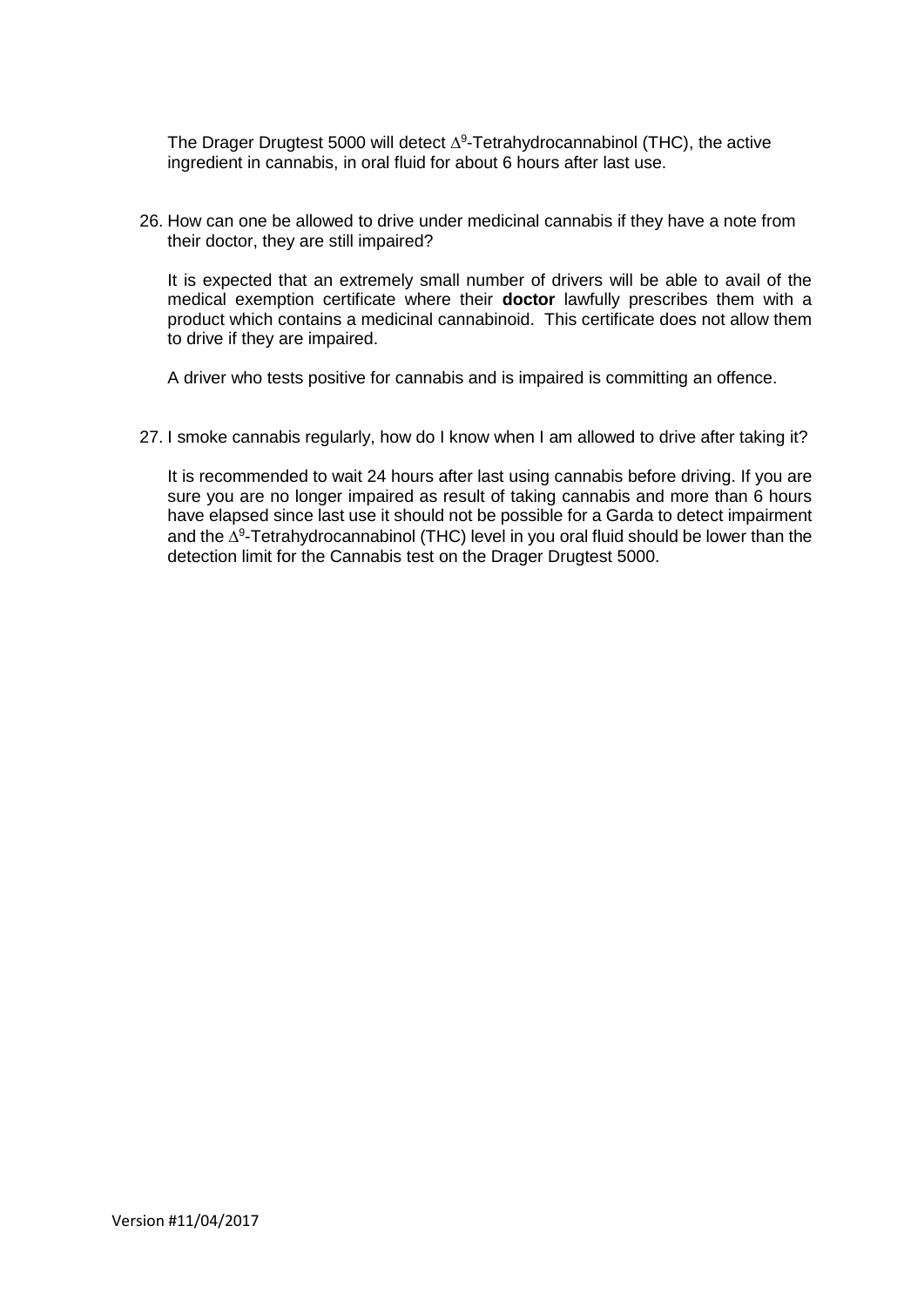The Drager Drugtest 5000 will detect $\Delta^9$-Tetrahydrocannabinol (THC), the active ingredient in cannabis, in oral fluid for about 6 hours after last use.

26. How can one be allowed to drive under medicinal cannabis if they have a note from their doctor, they are still impaired?

    It is expected that an extremely small number of drivers will be able to avail of the medical exemption certificate where their **doctor** lawfully prescribes them with a product which contains a medicinal cannabinoid. This certificate does not allow them to drive if they are impaired.

    A driver who tests positive for cannabis and is impaired is committing an offence.

27. I smoke cannabis regularly, how do I know when I am allowed to drive after taking it?

    It is recommended to wait 24 hours after last using cannabis before driving. If you are sure you are no longer impaired as result of taking cannabis and more than 6 hours have elapsed since last use it should not be possible for a Garda to detect impairment and the $\Delta^9$-Tetrahydrocannabinol (THC) level in you oral fluid should be lower than the detection limit for the Cannabis test on the Drager Drugtest 5000.

Version #11/04/2017